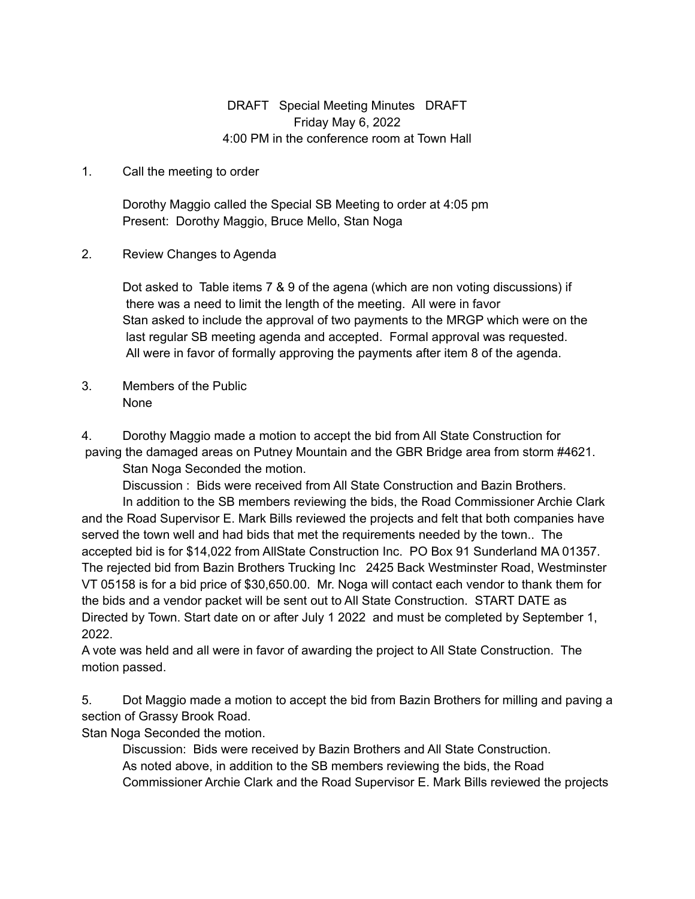DRAFT Special Meeting Minutes DRAFT
Friday May 6, 2022
4:00 PM in the conference room at Town Hall

1. Call the meeting to order

   Dorothy Maggio called the Special SB Meeting to order at 4:05 pm
   Present: Dorothy Maggio, Bruce Mello, Stan Noga

2. Review Changes to Agenda

   Dot asked to Table items 7 & 9 of the agena (which are non voting discussions) if there was a need to limit the length of the meeting. All were in favor
   Stan asked to include the approval of two payments to the MRGP which were on the last regular SB meeting agenda and accepted. Formal approval was requested. All were in favor of formally approving the payments after item 8 of the agenda.

3. Members of the Public
   None

4. Dorothy Maggio made a motion to accept the bid from All State Construction for paving the damaged areas on Putney Mountain and the GBR Bridge area from storm #4621.
   Stan Noga Seconded the motion.
   Discussion : Bids were received from All State Construction and Bazin Brothers.
   In addition to the SB members reviewing the bids, the Road Commissioner Archie Clark and the Road Supervisor E. Mark Bills reviewed the projects and felt that both companies have served the town well and had bids that met the requirements needed by the town.. The accepted bid is for $14,022 from AllState Construction Inc. PO Box 91 Sunderland MA 01357. The rejected bid from Bazin Brothers Trucking Inc 2425 Back Westminster Road, Westminster VT 05158 is for a bid price of $30,650.00. Mr. Noga will contact each vendor to thank them for the bids and a vendor packet will be sent out to All State Construction. START DATE as Directed by Town. Start date on or after July 1 2022 and must be completed by September 1, 2022.
A vote was held and all were in favor of awarding the project to All State Construction. The motion passed.

5. Dot Maggio made a motion to accept the bid from Bazin Brothers for milling and paving a section of Grassy Brook Road.
Stan Noga Seconded the motion.
   Discussion: Bids were received by Bazin Brothers and All State Construction.
   As noted above, in addition to the SB members reviewing the bids, the Road Commissioner Archie Clark and the Road Supervisor E. Mark Bills reviewed the projects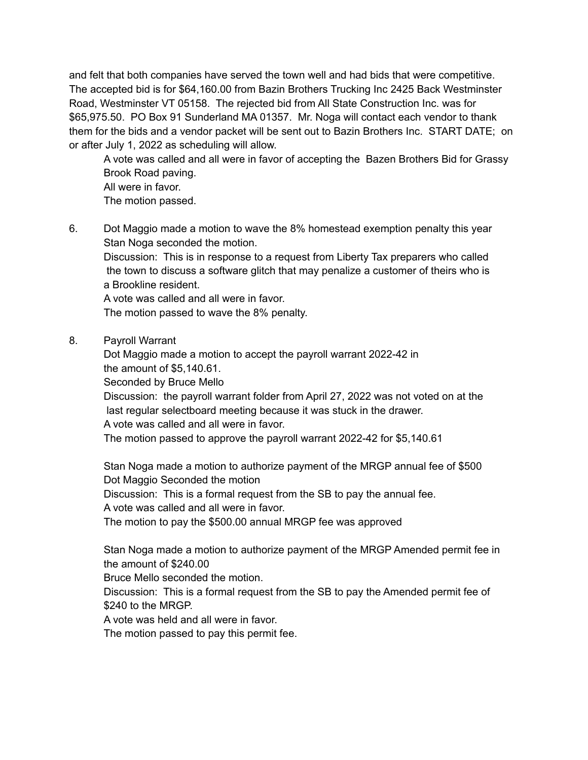and felt that both companies have served the town well and had bids that were competitive. The accepted bid is for $64,160.00 from Bazin Brothers Trucking Inc 2425 Back Westminster Road, Westminster VT 05158. The rejected bid from All State Construction Inc. was for $65,975.50. PO Box 91 Sunderland MA 01357. Mr. Noga will contact each vendor to thank them for the bids and a vendor packet will be sent out to Bazin Brothers Inc. START DATE; on or after July 1, 2022 as scheduling will allow.

A vote was called and all were in favor of accepting the Bazen Brothers Bid for Grassy Brook Road paving.
All were in favor.
The motion passed.

6. Dot Maggio made a motion to wave the 8% homestead exemption penalty this year
Stan Noga seconded the motion.
Discussion: This is in response to a request from Liberty Tax preparers who called the town to discuss a software glitch that may penalize a customer of theirs who is a Brookline resident.
A vote was called and all were in favor.
The motion passed to wave the 8% penalty.

8. Payroll Warrant
Dot Maggio made a motion to accept the payroll warrant 2022-42 in the amount of $5,140.61.
Seconded by Bruce Mello
Discussion: the payroll warrant folder from April 27, 2022 was not voted on at the last regular selectboard meeting because it was stuck in the drawer.
A vote was called and all were in favor.
The motion passed to approve the payroll warrant 2022-42 for $5,140.61

Stan Noga made a motion to authorize payment of the MRGP annual fee of $500
Dot Maggio Seconded the motion
Discussion: This is a formal request from the SB to pay the annual fee.
A vote was called and all were in favor.
The motion to pay the $500.00 annual MRGP fee was approved

Stan Noga made a motion to authorize payment of the MRGP Amended permit fee in the amount of $240.00
Bruce Mello seconded the motion.
Discussion: This is a formal request from the SB to pay the Amended permit fee of $240 to the MRGP.
A vote was held and all were in favor.
The motion passed to pay this permit fee.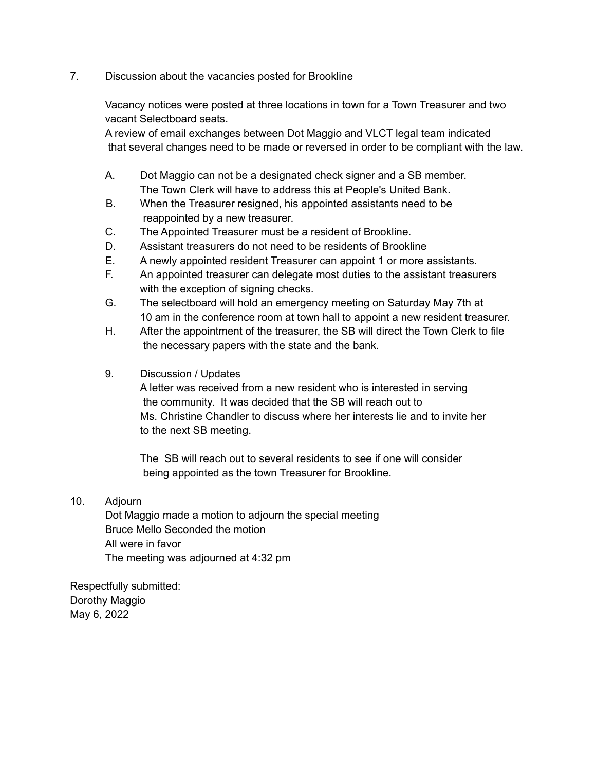7. Discussion about the vacancies posted for Brookline

   Vacancy notices were posted at three locations in town for a Town Treasurer and two vacant Selectboard seats.
   A review of email exchanges between Dot Maggio and VLCT legal team indicated that several changes need to be made or reversed in order to be compliant with the law.

   A. Dot Maggio can not be a designated check signer and a SB member. The Town Clerk will have to address this at People's United Bank.
   B. When the Treasurer resigned, his appointed assistants need to be reappointed by a new treasurer.
   C. The Appointed Treasurer must be a resident of Brookline.
   D. Assistant treasurers do not need to be residents of Brookline
   E. A newly appointed resident Treasurer can appoint 1 or more assistants.
   F. An appointed treasurer can delegate most duties to the assistant treasurers with the exception of signing checks.
   G. The selectboard will hold an emergency meeting on Saturday May 7th at 10 am in the conference room at town hall to appoint a new resident treasurer.
   H. After the appointment of the treasurer, the SB will direct the Town Clerk to file the necessary papers with the state and the bank.

   9. Discussion / Updates
      A letter was received from a new resident who is interested in serving the community. It was decided that the SB will reach out to Ms. Christine Chandler to discuss where her interests lie and to invite her to the next SB meeting.

      The SB will reach out to several residents to see if one will consider being appointed as the town Treasurer for Brookline.

10. Adjourn
    Dot Maggio made a motion to adjourn the special meeting
    Bruce Mello Seconded the motion
    All were in favor
    The meeting was adjourned at 4:32 pm

Respectfully submitted:
Dorothy Maggio
May 6, 2022